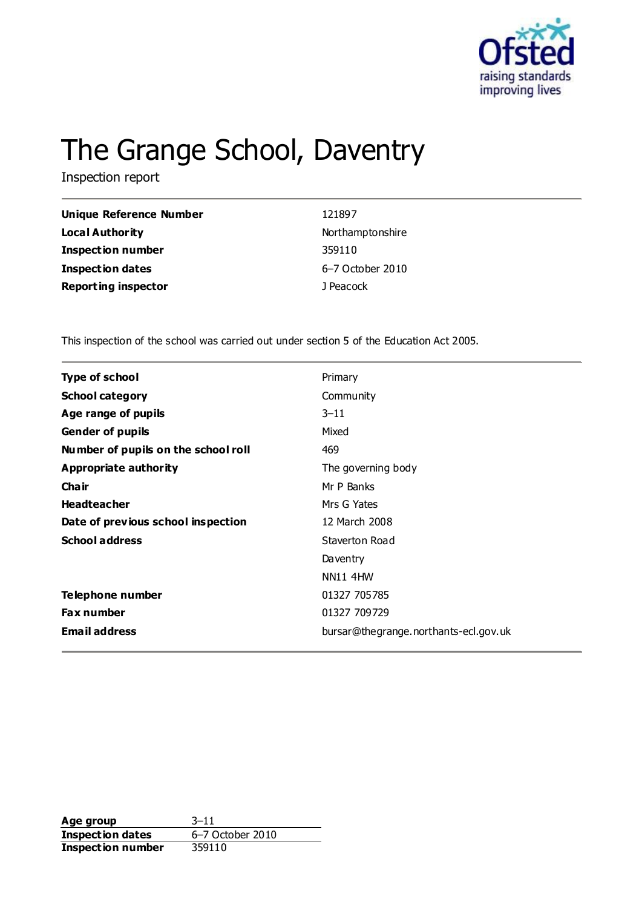# The Grange School, Daventry

Inspection report

| | |
|---|---|
| **Unique Reference Number** | 121897 |
| **Local Authority** | Northamptonshire |
| **Inspection number** | 359110 |
| **Inspection dates** | 6–7 October 2010 |
| **Reporting inspector** | J Peacock |

This inspection of the school was carried out under section 5 of the Education Act 2005.

| | |
|---|---|
| **Type of school** | Primary |
| **School category** | Community |
| **Age range of pupils** | 3–11 |
| **Gender of pupils** | Mixed |
| **Number of pupils on the school roll** | 469 |
| **Appropriate authority** | The governing body |
| **Chair** | Mr P Banks |
| **Headteacher** | Mrs G Yates |
| **Date of previous school inspection** | 12 March 2008 |
| **School address** | Staverton Road |
| | Daventry |
| | NN11 4HW |
| **Telephone number** | 01327 705785 |
| **Fax number** | 01327 709729 |
| **Email address** | bursar@thegrange.northants-ecl.gov.uk |

| | |
|---|---|
| **Age group** | 3–11 |
| **Inspection dates** | 6–7 October 2010 |
| **Inspection number** | 359110 |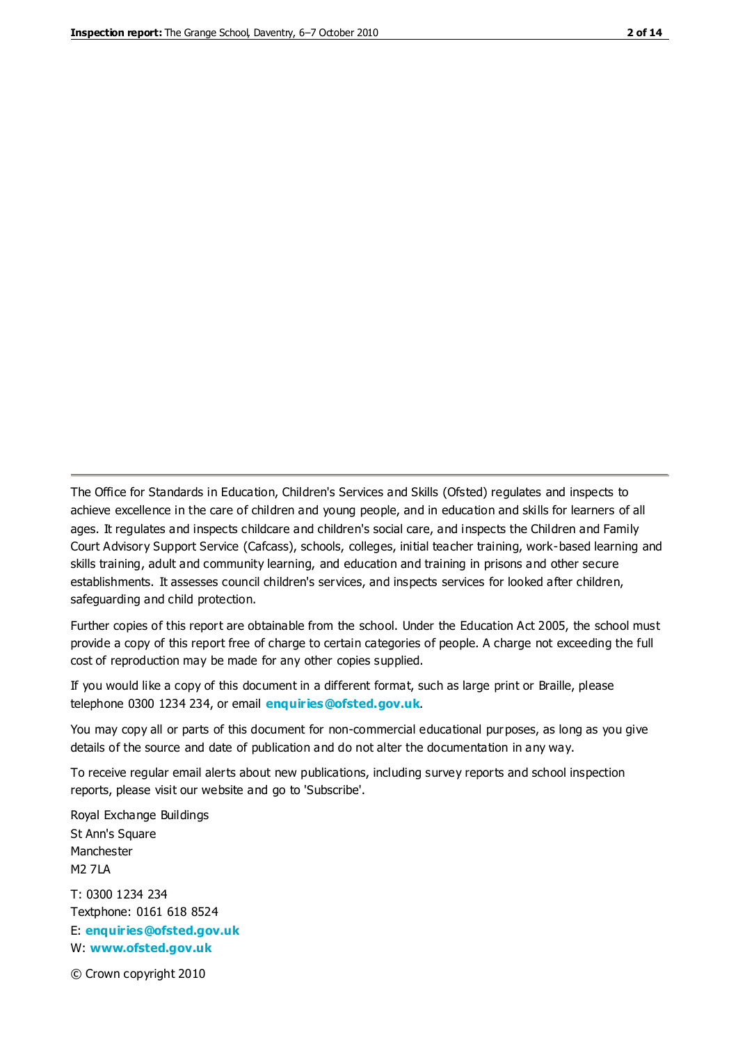The Office for Standards in Education, Children's Services and Skills (Ofsted) regulates and inspects to achieve excellence in the care of children and young people, and in education and skills for learners of all ages. It regulates and inspects childcare and children's social care, and inspects the Children and Family Court Advisory Support Service (Cafcass), schools, colleges, initial teacher training, work-based learning and skills training, adult and community learning, and education and training in prisons and other secure establishments. It assesses council children's services, and inspects services for looked after children, safeguarding and child protection.

Further copies of this report are obtainable from the school. Under the Education Act 2005, the school must provide a copy of this report free of charge to certain categories of people. A charge not exceeding the full cost of reproduction may be made for any other copies supplied.

If you would like a copy of this document in a different format, such as large print or Braille, please telephone 0300 1234 234, or email **enquiries@ofsted.gov.uk**.

You may copy all or parts of this document for non-commercial educational purposes, as long as you give details of the source and date of publication and do not alter the documentation in any way.

To receive regular email alerts about new publications, including survey reports and school inspection reports, please visit our website and go to 'Subscribe'.

Royal Exchange Buildings
St Ann's Square
Manchester
M2 7LA

T: 0300 1234 234
Textphone: 0161 618 8524
E: **enquiries@ofsted.gov.uk**
W: **www.ofsted.gov.uk**

© Crown copyright 2010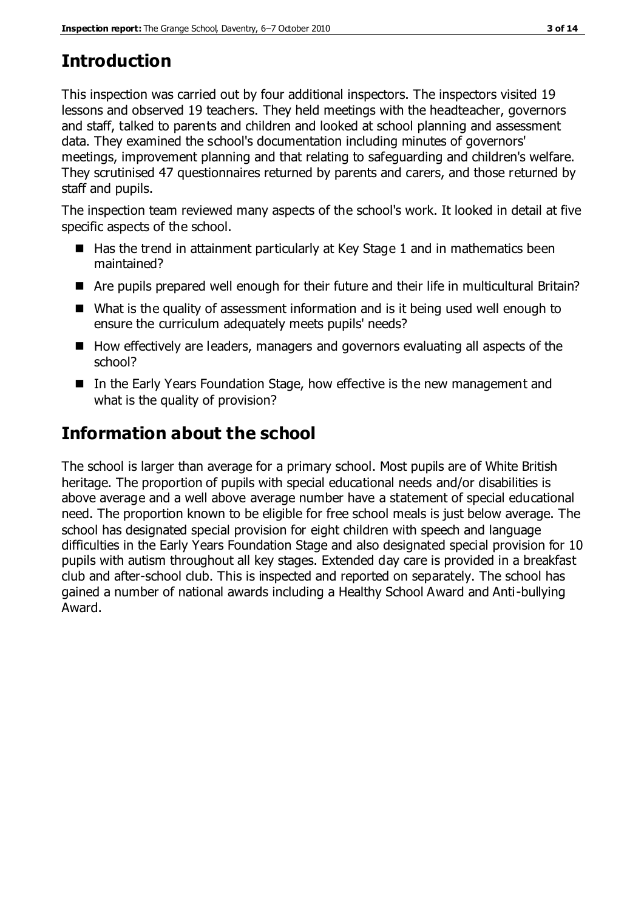# Introduction

This inspection was carried out by four additional inspectors. The inspectors visited 19 lessons and observed 19 teachers. They held meetings with the headteacher, governors and staff, talked to parents and children and looked at school planning and assessment data. They examined the school's documentation including minutes of governors' meetings, improvement planning and that relating to safeguarding and children's welfare. They scrutinised 47 questionnaires returned by parents and carers, and those returned by staff and pupils.

The inspection team reviewed many aspects of the school's work. It looked in detail at five specific aspects of the school.

- Has the trend in attainment particularly at Key Stage 1 and in mathematics been maintained?
- Are pupils prepared well enough for their future and their life in multicultural Britain?
- What is the quality of assessment information and is it being used well enough to ensure the curriculum adequately meets pupils' needs?
- How effectively are leaders, managers and governors evaluating all aspects of the school?
- In the Early Years Foundation Stage, how effective is the new management and what is the quality of provision?

# Information about the school

The school is larger than average for a primary school. Most pupils are of White British heritage. The proportion of pupils with special educational needs and/or disabilities is above average and a well above average number have a statement of special educational need. The proportion known to be eligible for free school meals is just below average. The school has designated special provision for eight children with speech and language difficulties in the Early Years Foundation Stage and also designated special provision for 10 pupils with autism throughout all key stages. Extended day care is provided in a breakfast club and after-school club. This is inspected and reported on separately. The school has gained a number of national awards including a Healthy School Award and Anti-bullying Award.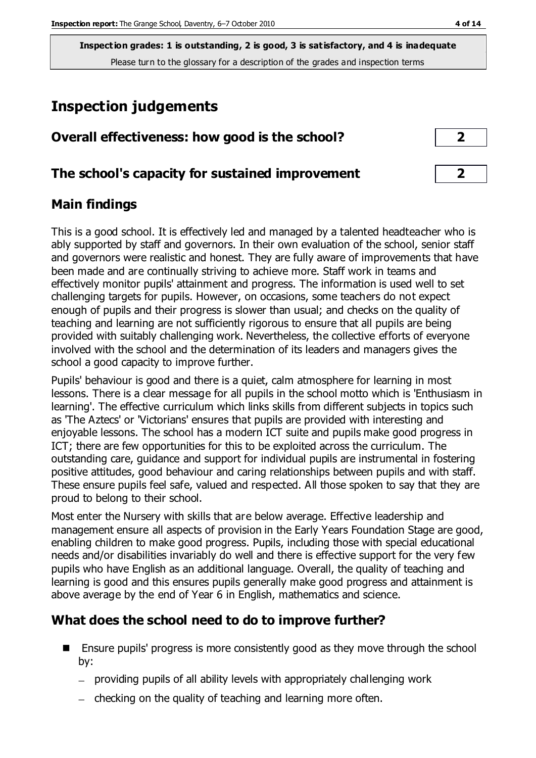**Inspection grades: 1 is outstanding, 2 is good, 3 is satisfactory, and 4 is inadequate**
Please turn to the glossary for a description of the grades and inspection terms

# Inspection judgements

## Overall effectiveness: how good is the school? 2

## The school's capacity for sustained improvement 2

## Main findings

This is a good school. It is effectively led and managed by a talented headteacher who is ably supported by staff and governors. In their own evaluation of the school, senior staff and governors were realistic and honest. They are fully aware of improvements that have been made and are continually striving to achieve more. Staff work in teams and effectively monitor pupils' attainment and progress. The information is used well to set challenging targets for pupils. However, on occasions, some teachers do not expect enough of pupils and their progress is slower than usual; and checks on the quality of teaching and learning are not sufficiently rigorous to ensure that all pupils are being provided with suitably challenging work. Nevertheless, the collective efforts of everyone involved with the school and the determination of its leaders and managers gives the school a good capacity to improve further.

Pupils' behaviour is good and there is a quiet, calm atmosphere for learning in most lessons. There is a clear message for all pupils in the school motto which is 'Enthusiasm in learning'. The effective curriculum which links skills from different subjects in topics such as 'The Aztecs' or 'Victorians' ensures that pupils are provided with interesting and enjoyable lessons. The school has a modern ICT suite and pupils make good progress in ICT; there are few opportunities for this to be exploited across the curriculum. The outstanding care, guidance and support for individual pupils are instrumental in fostering positive attitudes, good behaviour and caring relationships between pupils and with staff. These ensure pupils feel safe, valued and respected. All those spoken to say that they are proud to belong to their school.

Most enter the Nursery with skills that are below average. Effective leadership and management ensure all aspects of provision in the Early Years Foundation Stage are good, enabling children to make good progress. Pupils, including those with special educational needs and/or disabilities invariably do well and there is effective support for the very few pupils who have English as an additional language. Overall, the quality of teaching and learning is good and this ensures pupils generally make good progress and attainment is above average by the end of Year 6 in English, mathematics and science.

## What does the school need to do to improve further?

- Ensure pupils' progress is more consistently good as they move through the school by:
  - providing pupils of all ability levels with appropriately challenging work
  - checking on the quality of teaching and learning more often.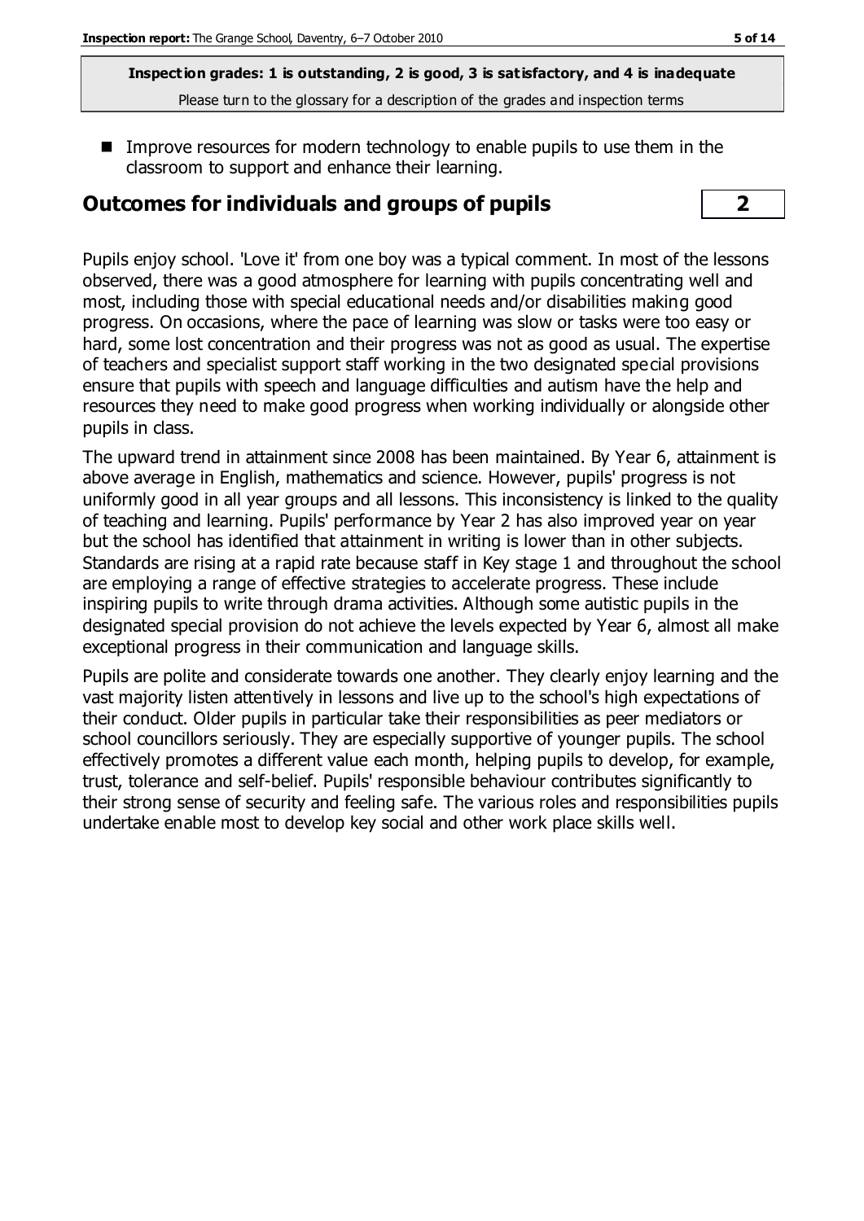**Inspection grades: 1 is outstanding, 2 is good, 3 is satisfactory, and 4 is inadequate**

Please turn to the glossary for a description of the grades and inspection terms

- Improve resources for modern technology to enable pupils to use them in the classroom to support and enhance their learning.

## Outcomes for individuals and groups of pupils — 2

Pupils enjoy school. 'Love it' from one boy was a typical comment. In most of the lessons observed, there was a good atmosphere for learning with pupils concentrating well and most, including those with special educational needs and/or disabilities making good progress. On occasions, where the pace of learning was slow or tasks were too easy or hard, some lost concentration and their progress was not as good as usual. The expertise of teachers and specialist support staff working in the two designated special provisions ensure that pupils with speech and language difficulties and autism have the help and resources they need to make good progress when working individually or alongside other pupils in class.

The upward trend in attainment since 2008 has been maintained. By Year 6, attainment is above average in English, mathematics and science. However, pupils' progress is not uniformly good in all year groups and all lessons. This inconsistency is linked to the quality of teaching and learning. Pupils' performance by Year 2 has also improved year on year but the school has identified that attainment in writing is lower than in other subjects. Standards are rising at a rapid rate because staff in Key stage 1 and throughout the school are employing a range of effective strategies to accelerate progress. These include inspiring pupils to write through drama activities. Although some autistic pupils in the designated special provision do not achieve the levels expected by Year 6, almost all make exceptional progress in their communication and language skills.

Pupils are polite and considerate towards one another. They clearly enjoy learning and the vast majority listen attentively in lessons and live up to the school's high expectations of their conduct. Older pupils in particular take their responsibilities as peer mediators or school councillors seriously. They are especially supportive of younger pupils. The school effectively promotes a different value each month, helping pupils to develop, for example, trust, tolerance and self-belief. Pupils' responsible behaviour contributes significantly to their strong sense of security and feeling safe. The various roles and responsibilities pupils undertake enable most to develop key social and other work place skills well.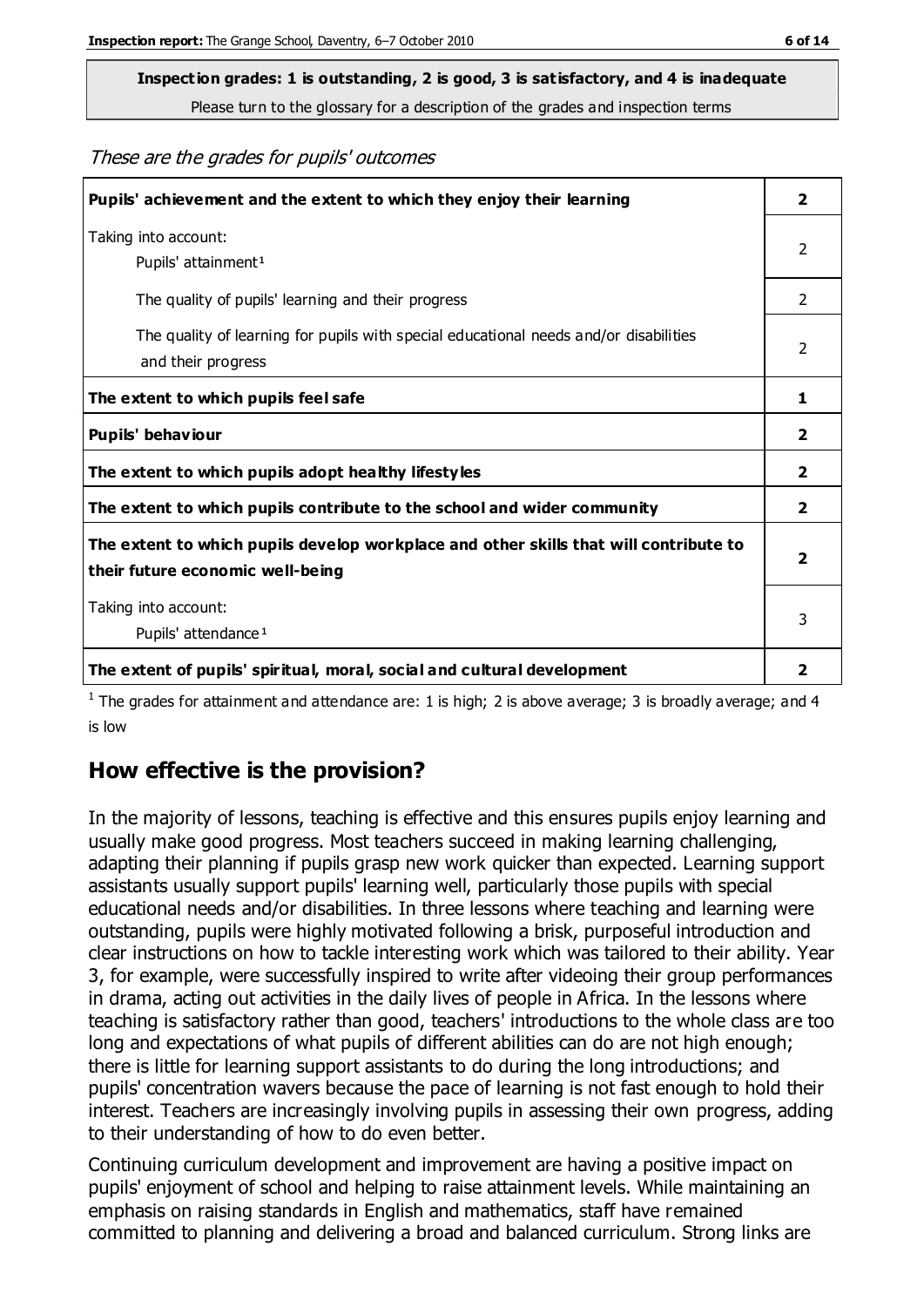**Inspection grades: 1 is outstanding, 2 is good, 3 is satisfactory, and 4 is inadequate**
Please turn to the glossary for a description of the grades and inspection terms

*These are the grades for pupils' outcomes*

| | |
|---|---|
| **Pupils' achievement and the extent to which they enjoy their learning** | **2** |
| Taking into account:<br>Pupils' attainment[1] | 2 |
| The quality of pupils' learning and their progress | 2 |
| The quality of learning for pupils with special educational needs and/or disabilities and their progress | 2 |
| **The extent to which pupils feel safe** | **1** |
| **Pupils' behaviour** | **2** |
| **The extent to which pupils adopt healthy lifestyles** | **2** |
| **The extent to which pupils contribute to the school and wider community** | **2** |
| **The extent to which pupils develop workplace and other skills that will contribute to their future economic well-being** | **2** |
| Taking into account:<br>Pupils' attendance[1] | 3 |
| **The extent of pupils' spiritual, moral, social and cultural development** | **2** |

[1] The grades for attainment and attendance are: 1 is high; 2 is above average; 3 is broadly average; and 4 is low

## How effective is the provision?

In the majority of lessons, teaching is effective and this ensures pupils enjoy learning and usually make good progress. Most teachers succeed in making learning challenging, adapting their planning if pupils grasp new work quicker than expected. Learning support assistants usually support pupils' learning well, particularly those pupils with special educational needs and/or disabilities. In three lessons where teaching and learning were outstanding, pupils were highly motivated following a brisk, purposeful introduction and clear instructions on how to tackle interesting work which was tailored to their ability. Year 3, for example, were successfully inspired to write after videoing their group performances in drama, acting out activities in the daily lives of people in Africa. In the lessons where teaching is satisfactory rather than good, teachers' introductions to the whole class are too long and expectations of what pupils of different abilities can do are not high enough; there is little for learning support assistants to do during the long introductions; and pupils' concentration wavers because the pace of learning is not fast enough to hold their interest. Teachers are increasingly involving pupils in assessing their own progress, adding to their understanding of how to do even better.

Continuing curriculum development and improvement are having a positive impact on pupils' enjoyment of school and helping to raise attainment levels. While maintaining an emphasis on raising standards in English and mathematics, staff have remained committed to planning and delivering a broad and balanced curriculum. Strong links are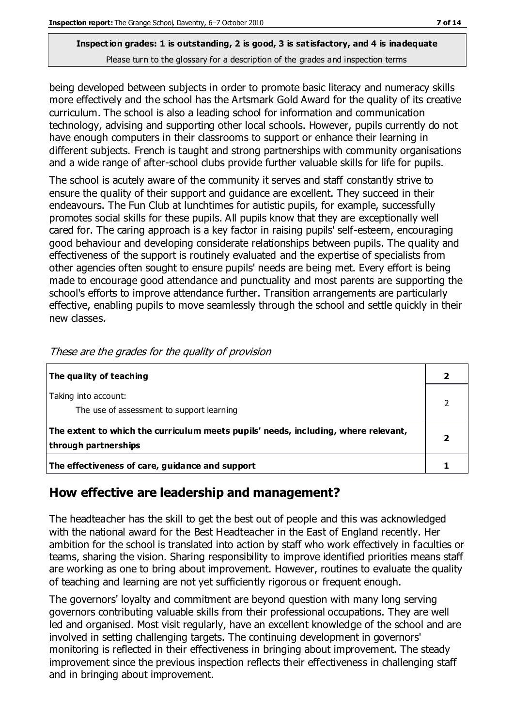**Inspection grades: 1 is outstanding, 2 is good, 3 is satisfactory, and 4 is inadequate**
Please turn to the glossary for a description of the grades and inspection terms

being developed between subjects in order to promote basic literacy and numeracy skills more effectively and the school has the Artsmark Gold Award for the quality of its creative curriculum. The school is also a leading school for information and communication technology, advising and supporting other local schools. However, pupils currently do not have enough computers in their classrooms to support or enhance their learning in different subjects. French is taught and strong partnerships with community organisations and a wide range of after-school clubs provide further valuable skills for life for pupils.

The school is acutely aware of the community it serves and staff constantly strive to ensure the quality of their support and guidance are excellent. They succeed in their endeavours. The Fun Club at lunchtimes for autistic pupils, for example, successfully promotes social skills for these pupils. All pupils know that they are exceptionally well cared for. The caring approach is a key factor in raising pupils' self-esteem, encouraging good behaviour and developing considerate relationships between pupils. The quality and effectiveness of the support is routinely evaluated and the expertise of specialists from other agencies often sought to ensure pupils' needs are being met. Every effort is being made to encourage good attendance and punctuality and most parents are supporting the school's efforts to improve attendance further. Transition arrangements are particularly effective, enabling pupils to move seamlessly through the school and settle quickly in their new classes.

*These are the grades for the quality of provision*

| | |
|---|---|
| **The quality of teaching** | **2** |
| Taking into account:<br>The use of assessment to support learning | 2 |
| **The extent to which the curriculum meets pupils' needs, including, where relevant, through partnerships** | **2** |
| **The effectiveness of care, guidance and support** | **1** |

## How effective are leadership and management?

The headteacher has the skill to get the best out of people and this was acknowledged with the national award for the Best Headteacher in the East of England recently. Her ambition for the school is translated into action by staff who work effectively in faculties or teams, sharing the vision. Sharing responsibility to improve identified priorities means staff are working as one to bring about improvement. However, routines to evaluate the quality of teaching and learning are not yet sufficiently rigorous or frequent enough.

The governors' loyalty and commitment are beyond question with many long serving governors contributing valuable skills from their professional occupations. They are well led and organised. Most visit regularly, have an excellent knowledge of the school and are involved in setting challenging targets. The continuing development in governors' monitoring is reflected in their effectiveness in bringing about improvement. The steady improvement since the previous inspection reflects their effectiveness in challenging staff and in bringing about improvement.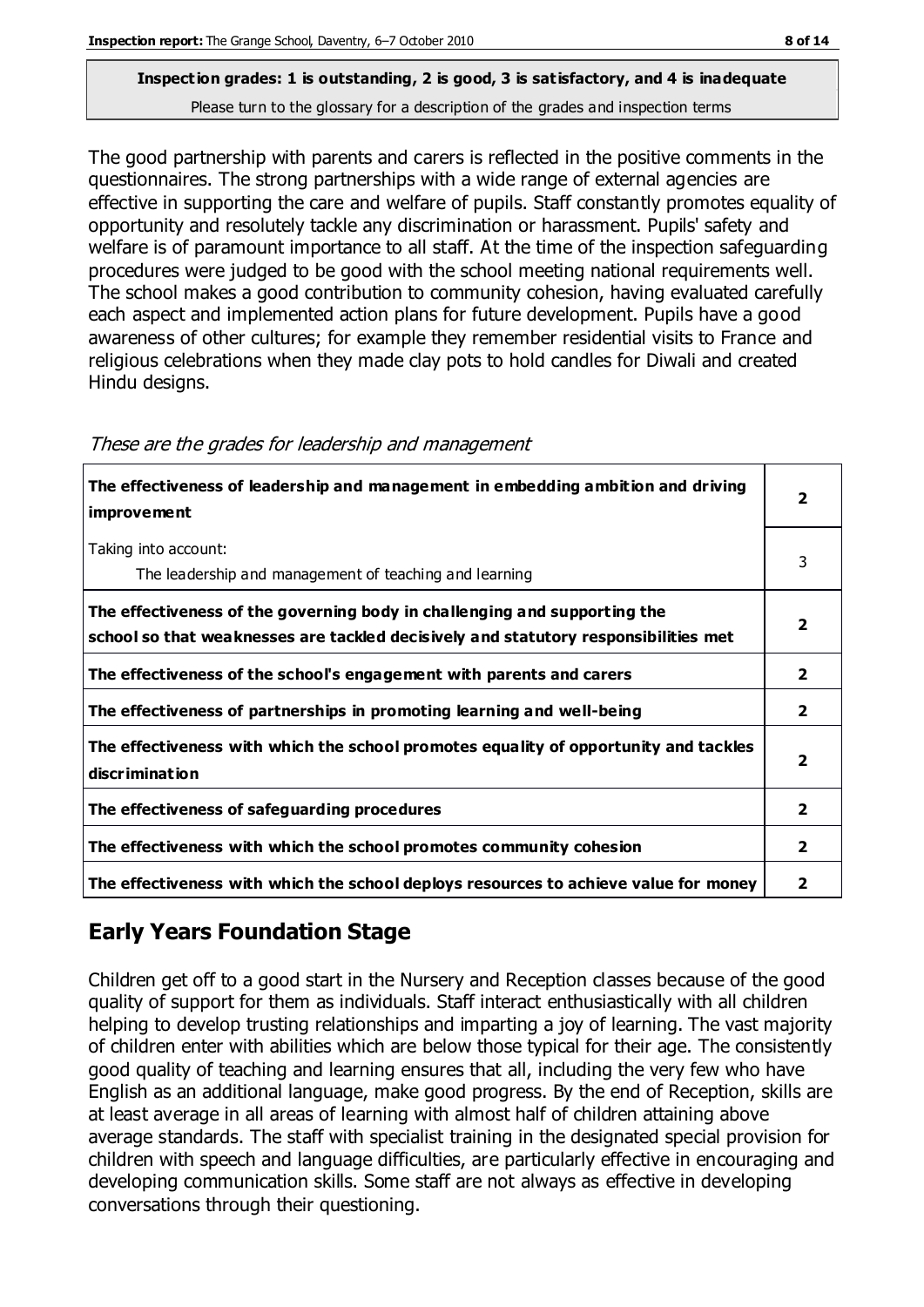**Inspection grades: 1 is outstanding, 2 is good, 3 is satisfactory, and 4 is inadequate**
Please turn to the glossary for a description of the grades and inspection terms

The good partnership with parents and carers is reflected in the positive comments in the questionnaires. The strong partnerships with a wide range of external agencies are effective in supporting the care and welfare of pupils. Staff constantly promotes equality of opportunity and resolutely tackle any discrimination or harassment. Pupils' safety and welfare is of paramount importance to all staff. At the time of the inspection safeguarding procedures were judged to be good with the school meeting national requirements well. The school makes a good contribution to community cohesion, having evaluated carefully each aspect and implemented action plans for future development. Pupils have a good awareness of other cultures; for example they remember residential visits to France and religious celebrations when they made clay pots to hold candles for Diwali and created Hindu designs.

*These are the grades for leadership and management*

| | |
|---|---|
| **The effectiveness of leadership and management in embedding ambition and driving improvement** | **2** |
| Taking into account:<br>The leadership and management of teaching and learning | 3 |
| **The effectiveness of the governing body in challenging and supporting the school so that weaknesses are tackled decisively and statutory responsibilities met** | **2** |
| **The effectiveness of the school's engagement with parents and carers** | **2** |
| **The effectiveness of partnerships in promoting learning and well-being** | **2** |
| **The effectiveness with which the school promotes equality of opportunity and tackles discrimination** | **2** |
| **The effectiveness of safeguarding procedures** | **2** |
| **The effectiveness with which the school promotes community cohesion** | **2** |
| **The effectiveness with which the school deploys resources to achieve value for money** | **2** |

## Early Years Foundation Stage

Children get off to a good start in the Nursery and Reception classes because of the good quality of support for them as individuals. Staff interact enthusiastically with all children helping to develop trusting relationships and imparting a joy of learning. The vast majority of children enter with abilities which are below those typical for their age. The consistently good quality of teaching and learning ensures that all, including the very few who have English as an additional language, make good progress. By the end of Reception, skills are at least average in all areas of learning with almost half of children attaining above average standards. The staff with specialist training in the designated special provision for children with speech and language difficulties, are particularly effective in encouraging and developing communication skills. Some staff are not always as effective in developing conversations through their questioning.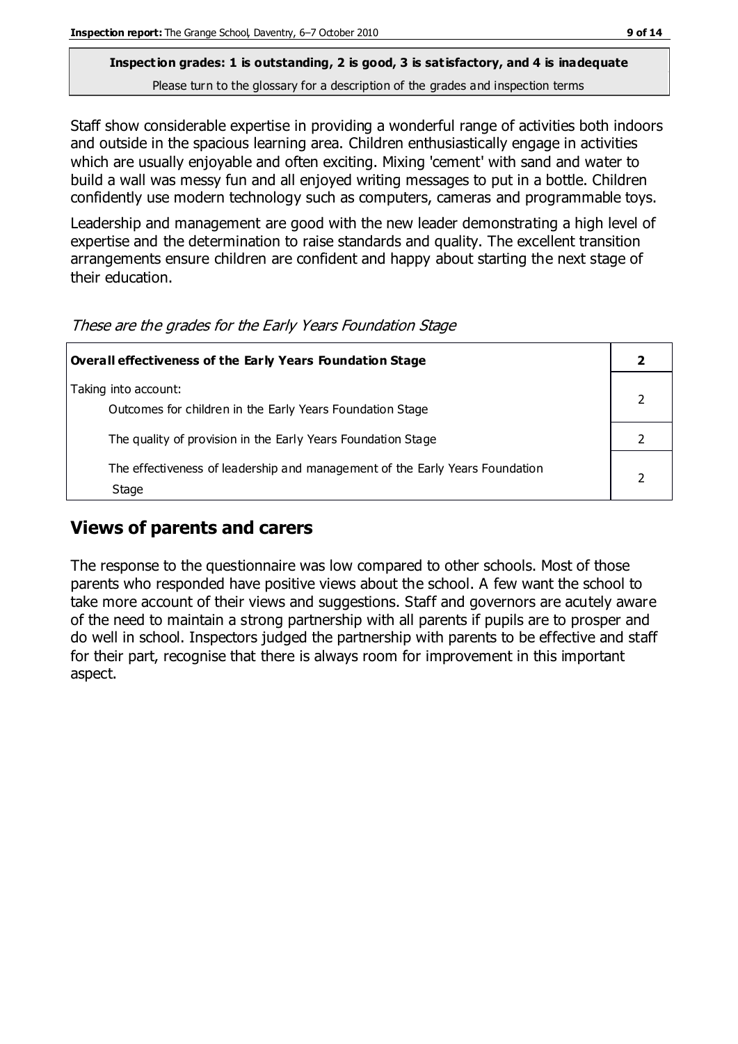**Inspection grades: 1 is outstanding, 2 is good, 3 is satisfactory, and 4 is inadequate**
Please turn to the glossary for a description of the grades and inspection terms

Staff show considerable expertise in providing a wonderful range of activities both indoors and outside in the spacious learning area. Children enthusiastically engage in activities which are usually enjoyable and often exciting. Mixing 'cement' with sand and water to build a wall was messy fun and all enjoyed writing messages to put in a bottle. Children confidently use modern technology such as computers, cameras and programmable toys.

Leadership and management are good with the new leader demonstrating a high level of expertise and the determination to raise standards and quality. The excellent transition arrangements ensure children are confident and happy about starting the next stage of their education.

*These are the grades for the Early Years Foundation Stage*

| **Overall effectiveness of the Early Years Foundation Stage** | **2** |
|---|---|
| Taking into account:<br>Outcomes for children in the Early Years Foundation Stage | 2 |
| The quality of provision in the Early Years Foundation Stage | 2 |
| The effectiveness of leadership and management of the Early Years Foundation Stage | 2 |

## Views of parents and carers

The response to the questionnaire was low compared to other schools. Most of those parents who responded have positive views about the school. A few want the school to take more account of their views and suggestions. Staff and governors are acutely aware of the need to maintain a strong partnership with all parents if pupils are to prosper and do well in school. Inspectors judged the partnership with parents to be effective and staff for their part, recognise that there is always room for improvement in this important aspect.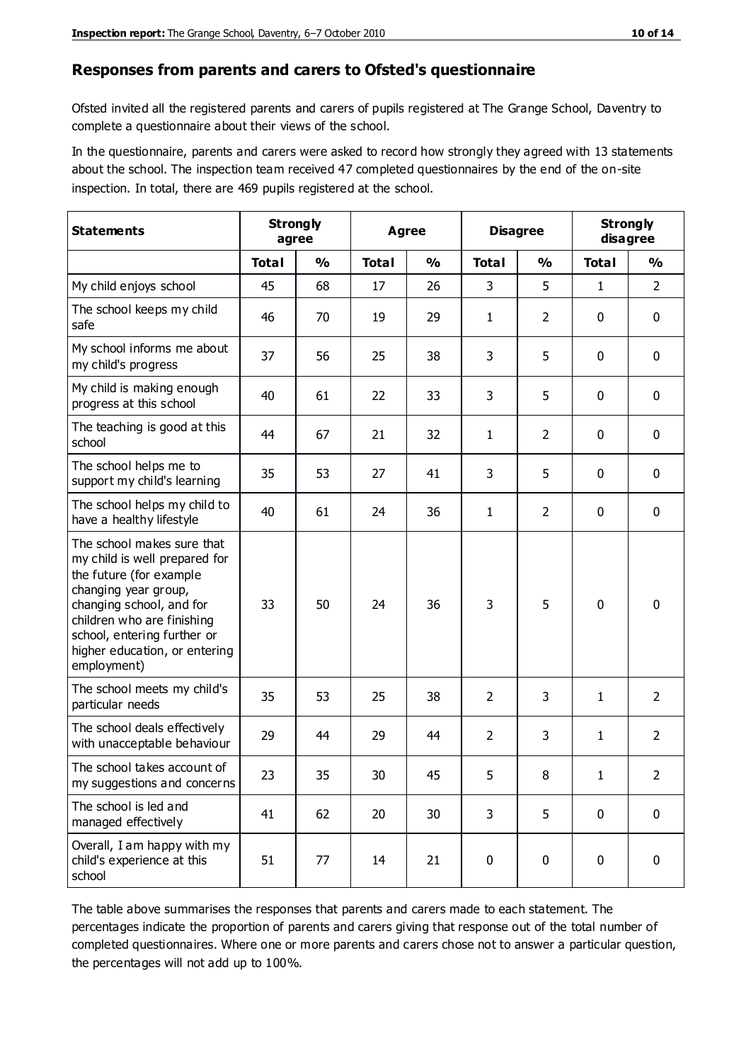## Responses from parents and carers to Ofsted's questionnaire

Ofsted invited all the registered parents and carers of pupils registered at The Grange School, Daventry to complete a questionnaire about their views of the school.

In the questionnaire, parents and carers were asked to record how strongly they agreed with 13 statements about the school. The inspection team received 47 completed questionnaires by the end of the on-site inspection. In total, there are 469 pupils registered at the school.

| Statements | Strongly agree | | Agree | | Disagree | | Strongly disagree | |
|---|---|---|---|---|---|---|---|---|
| | Total | % | Total | % | Total | % | Total | % |
| My child enjoys school | 45 | 68 | 17 | 26 | 3 | 5 | 1 | 2 |
| The school keeps my child safe | 46 | 70 | 19 | 29 | 1 | 2 | 0 | 0 |
| My school informs me about my child's progress | 37 | 56 | 25 | 38 | 3 | 5 | 0 | 0 |
| My child is making enough progress at this school | 40 | 61 | 22 | 33 | 3 | 5 | 0 | 0 |
| The teaching is good at this school | 44 | 67 | 21 | 32 | 1 | 2 | 0 | 0 |
| The school helps me to support my child's learning | 35 | 53 | 27 | 41 | 3 | 5 | 0 | 0 |
| The school helps my child to have a healthy lifestyle | 40 | 61 | 24 | 36 | 1 | 2 | 0 | 0 |
| The school makes sure that my child is well prepared for the future (for example changing year group, changing school, and for children who are finishing school, entering further or higher education, or entering employment) | 33 | 50 | 24 | 36 | 3 | 5 | 0 | 0 |
| The school meets my child's particular needs | 35 | 53 | 25 | 38 | 2 | 3 | 1 | 2 |
| The school deals effectively with unacceptable behaviour | 29 | 44 | 29 | 44 | 2 | 3 | 1 | 2 |
| The school takes account of my suggestions and concerns | 23 | 35 | 30 | 45 | 5 | 8 | 1 | 2 |
| The school is led and managed effectively | 41 | 62 | 20 | 30 | 3 | 5 | 0 | 0 |
| Overall, I am happy with my child's experience at this school | 51 | 77 | 14 | 21 | 0 | 0 | 0 | 0 |

The table above summarises the responses that parents and carers made to each statement. The percentages indicate the proportion of parents and carers giving that response out of the total number of completed questionnaires. Where one or more parents and carers chose not to answer a particular question, the percentages will not add up to 100%.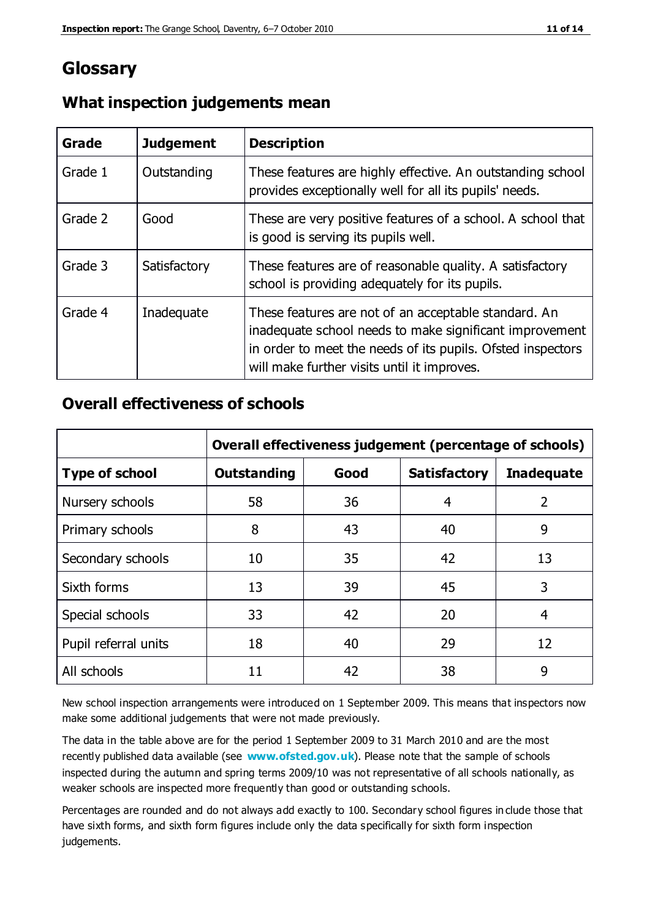# Glossary

## What inspection judgements mean

| Grade | Judgement | Description |
|---|---|---|
| Grade 1 | Outstanding | These features are highly effective. An outstanding school provides exceptionally well for all its pupils' needs. |
| Grade 2 | Good | These are very positive features of a school. A school that is good is serving its pupils well. |
| Grade 3 | Satisfactory | These features are of reasonable quality. A satisfactory school is providing adequately for its pupils. |
| Grade 4 | Inadequate | These features are not of an acceptable standard. An inadequate school needs to make significant improvement in order to meet the needs of its pupils. Ofsted inspectors will make further visits until it improves. |

## Overall effectiveness of schools

| | Overall effectiveness judgement (percentage of schools) | | | |
|---|---|---|---|---|
| **Type of school** | **Outstanding** | **Good** | **Satisfactory** | **Inadequate** |
| Nursery schools | 58 | 36 | 4 | 2 |
| Primary schools | 8 | 43 | 40 | 9 |
| Secondary schools | 10 | 35 | 42 | 13 |
| Sixth forms | 13 | 39 | 45 | 3 |
| Special schools | 33 | 42 | 20 | 4 |
| Pupil referral units | 18 | 40 | 29 | 12 |
| All schools | 11 | 42 | 38 | 9 |

New school inspection arrangements were introduced on 1 September 2009. This means that inspectors now make some additional judgements that were not made previously.

The data in the table above are for the period 1 September 2009 to 31 March 2010 and are the most recently published data available (see **www.ofsted.gov.uk**). Please note that the sample of schools inspected during the autumn and spring terms 2009/10 was not representative of all schools nationally, as weaker schools are inspected more frequently than good or outstanding schools.

Percentages are rounded and do not always add exactly to 100. Secondary school figures include those that have sixth forms, and sixth form figures include only the data specifically for sixth form inspection judgements.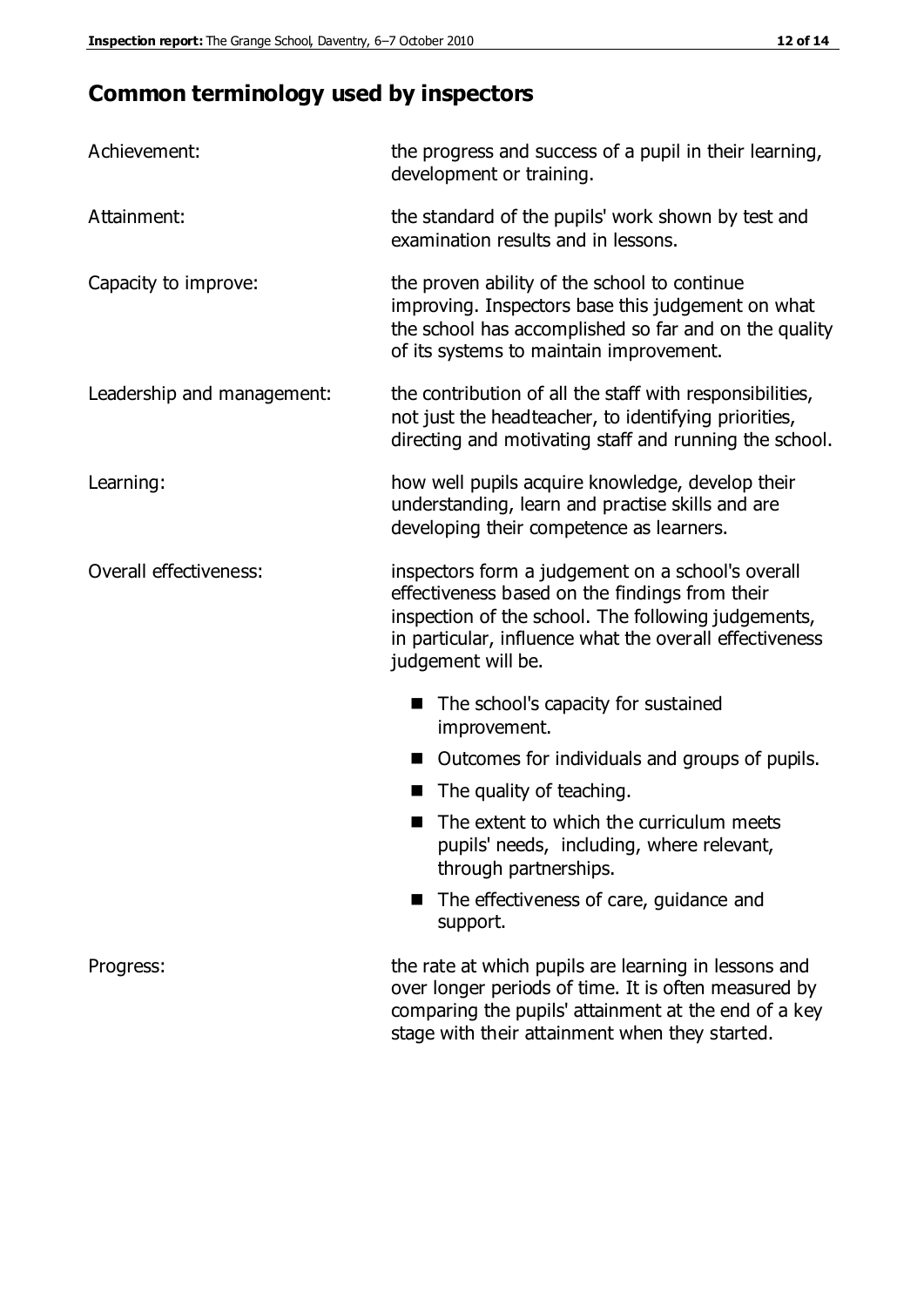## Common terminology used by inspectors

| | |
|---|---|
| Achievement: | the progress and success of a pupil in their learning, development or training. |
| Attainment: | the standard of the pupils' work shown by test and examination results and in lessons. |
| Capacity to improve: | the proven ability of the school to continue improving. Inspectors base this judgement on what the school has accomplished so far and on the quality of its systems to maintain improvement. |
| Leadership and management: | the contribution of all the staff with responsibilities, not just the headteacher, to identifying priorities, directing and motivating staff and running the school. |
| Learning: | how well pupils acquire knowledge, develop their understanding, learn and practise skills and are developing their competence as learners. |
| Overall effectiveness: | inspectors form a judgement on a school's overall effectiveness based on the findings from their inspection of the school. The following judgements, in particular, influence what the overall effectiveness judgement will be.<br>■ The school's capacity for sustained improvement.<br>■ Outcomes for individuals and groups of pupils.<br>■ The quality of teaching.<br>■ The extent to which the curriculum meets pupils' needs, including, where relevant, through partnerships.<br>■ The effectiveness of care, guidance and support. |
| Progress: | the rate at which pupils are learning in lessons and over longer periods of time. It is often measured by comparing the pupils' attainment at the end of a key stage with their attainment when they started. |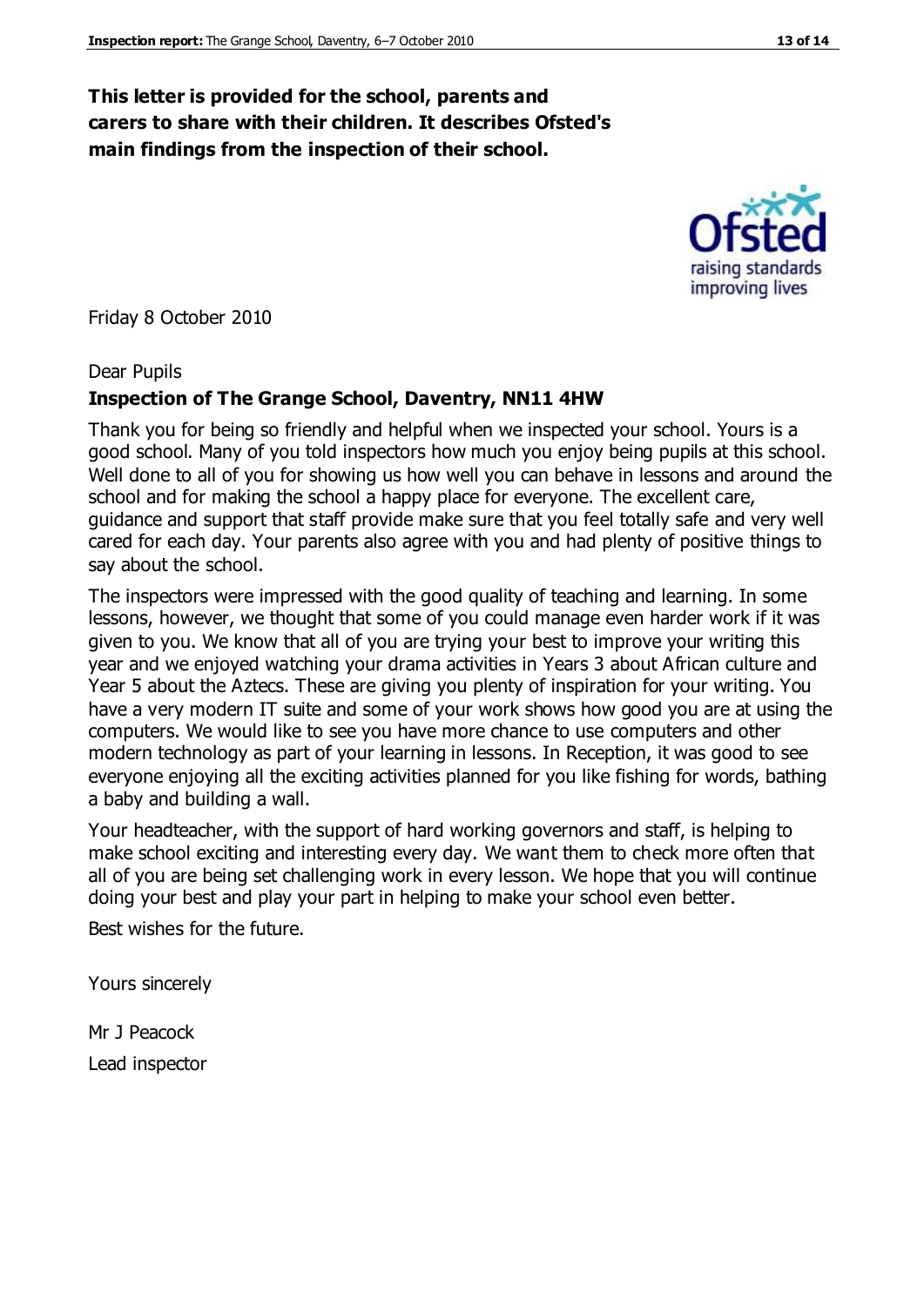**This letter is provided for the school, parents and carers to share with their children. It describes Ofsted's main findings from the inspection of their school.**

Friday 8 October 2010

Dear Pupils

**Inspection of The Grange School, Daventry, NN11 4HW**

Thank you for being so friendly and helpful when we inspected your school. Yours is a good school. Many of you told inspectors how much you enjoy being pupils at this school. Well done to all of you for showing us how well you can behave in lessons and around the school and for making the school a happy place for everyone. The excellent care, guidance and support that staff provide make sure that you feel totally safe and very well cared for each day. Your parents also agree with you and had plenty of positive things to say about the school.

The inspectors were impressed with the good quality of teaching and learning. In some lessons, however, we thought that some of you could manage even harder work if it was given to you. We know that all of you are trying your best to improve your writing this year and we enjoyed watching your drama activities in Years 3 about African culture and Year 5 about the Aztecs. These are giving you plenty of inspiration for your writing. You have a very modern IT suite and some of your work shows how good you are at using the computers. We would like to see you have more chance to use computers and other modern technology as part of your learning in lessons. In Reception, it was good to see everyone enjoying all the exciting activities planned for you like fishing for words, bathing a baby and building a wall.

Your headteacher, with the support of hard working governors and staff, is helping to make school exciting and interesting every day. We want them to check more often that all of you are being set challenging work in every lesson. We hope that you will continue doing your best and play your part in helping to make your school even better.

Best wishes for the future.

Yours sincerely

Mr J Peacock

Lead inspector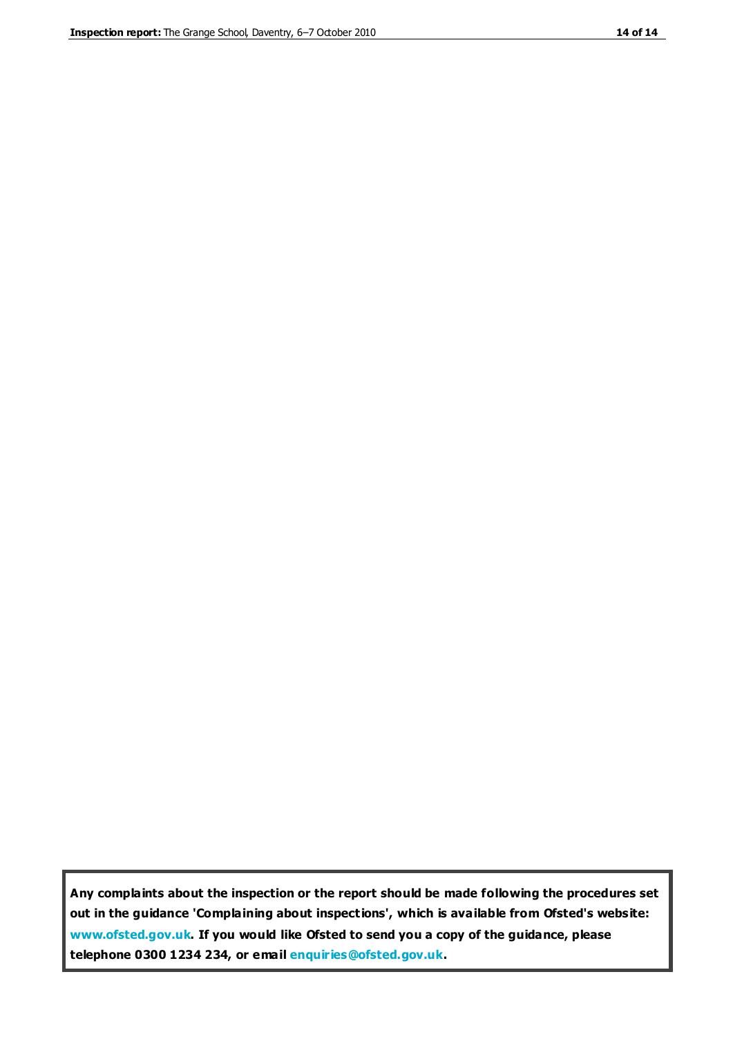**Any complaints about the inspection or the report should be made following the procedures set out in the guidance 'Complaining about inspections', which is available from Ofsted's website: www.ofsted.gov.uk. If you would like Ofsted to send you a copy of the guidance, please telephone 0300 1234 234, or email enquiries@ofsted.gov.uk.**